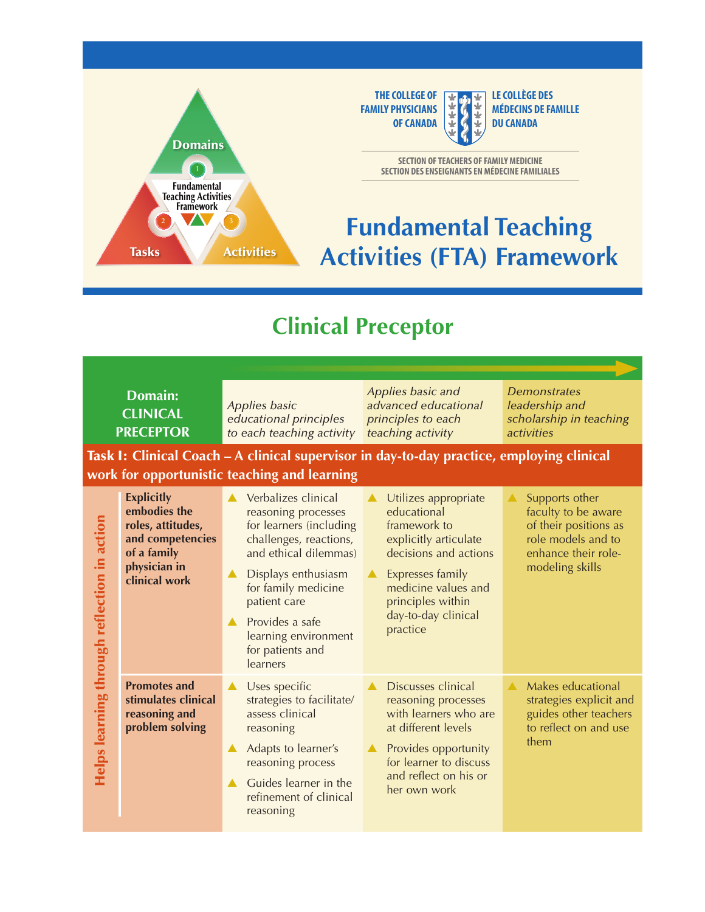Domains

1

Fundamental Teaching Activities Framework

2

3

Tasks

Activities

THE COLLEGE OF FAMILY PHYSICIANS OF CANADA

LE COLLÈGE DES MÉDECINS DE FAMILLE DU CANADA

SECTION OF TEACHERS OF FAMILY MEDICINE
SECTION DES ENSEIGNANTS EN MÉDECINE FAMILIALES

# Fundamental Teaching Activities (FTA) Framework

## Clinical Preceptor

| Domain: CLINICAL PRECEPTOR | *Applies basic educational principles to each teaching activity* | *Applies basic and advanced educational principles to each teaching activity* | *Demonstrates leadership and scholarship in teaching activities* |
|---|---|---|---|
| **Task I: Clinical Coach – A clinical supervisor in day-to-day practice, employing clinical work for opportunistic teaching and learning** | | | |
| **Helps learning through reflection in action** | | | |
| **Explicitly embodies the roles, attitudes, and competencies of a family physician in clinical work** | ▲ Verbalizes clinical reasoning processes for learners (including challenges, reactions, and ethical dilemmas)<br>▲ Displays enthusiasm for family medicine patient care<br>▲ Provides a safe learning environment for patients and learners | ▲ Utilizes appropriate educational framework to explicitly articulate decisions and actions<br>▲ Expresses family medicine values and principles within day-to-day clinical practice | ▲ Supports other faculty to be aware of their positions as role models and to enhance their role-modeling skills |
| **Promotes and stimulates clinical reasoning and problem solving** | ▲ Uses specific strategies to facilitate/assess clinical reasoning<br>▲ Adapts to learner's reasoning process<br>▲ Guides learner in the refinement of clinical reasoning | ▲ Discusses clinical reasoning processes with learners who are at different levels<br>▲ Provides opportunity for learner to discuss and reflect on his or her own work | ▲ Makes educational strategies explicit and guides other teachers to reflect on and use them |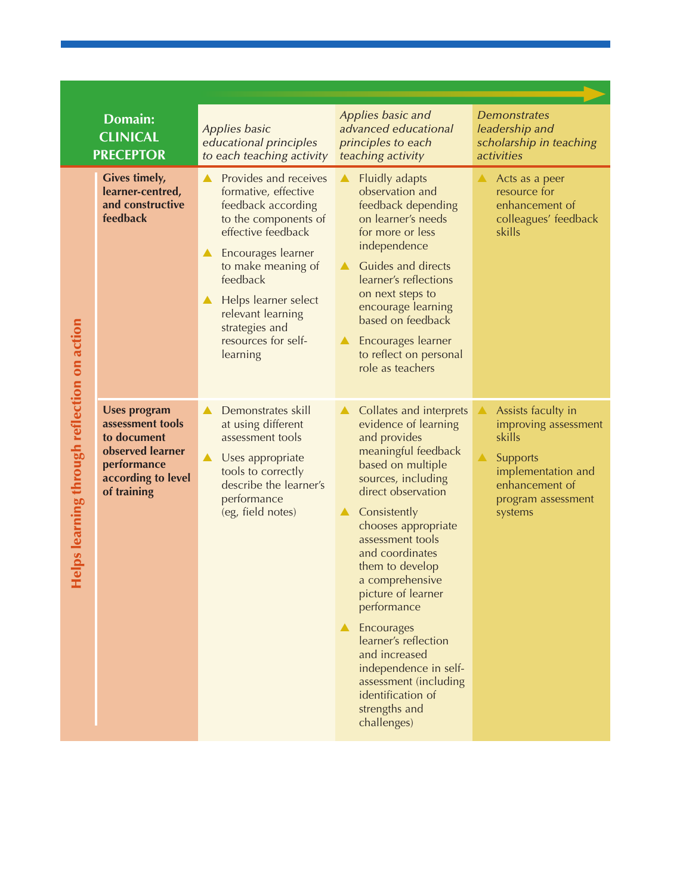| Domain: CLINICAL PRECEPTOR | | *Applies basic educational principles to each teaching activity* | *Applies basic and advanced educational principles to each teaching activity* | *Demonstrates leadership and scholarship in teaching activities* |
|---|---|---|---|---|
| Helps learning through reflection on action | **Gives timely, learner-centred, and constructive feedback** | ▲ Provides and receives formative, effective feedback according to the components of effective feedback<br>▲ Encourages learner to make meaning of feedback<br>▲ Helps learner select relevant learning strategies and resources for self-learning | ▲ Fluidly adapts observation and feedback depending on learner's needs for more or less independence<br>▲ Guides and directs learner's reflections on next steps to encourage learning based on feedback<br>▲ Encourages learner to reflect on personal role as teachers | ▲ Acts as a peer resource for enhancement of colleagues' feedback skills |
| | **Uses program assessment tools to document observed learner performance according to level of training** | ▲ Demonstrates skill at using different assessment tools<br>▲ Uses appropriate tools to correctly describe the learner's performance (eg, field notes) | ▲ Collates and interprets evidence of learning and provides meaningful feedback based on multiple sources, including direct observation<br>▲ Consistently chooses appropriate assessment tools and coordinates them to develop a comprehensive picture of learner performance<br>▲ Encourages learner's reflection and increased independence in self-assessment (including identification of strengths and challenges) | ▲ Assists faculty in improving assessment skills<br>▲ Supports implementation and enhancement of program assessment systems |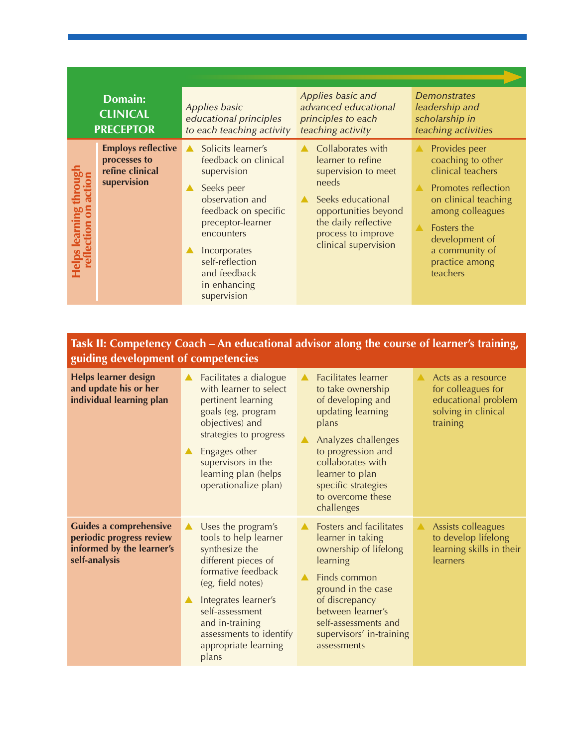| Domain: CLINICAL PRECEPTOR | | *Applies basic educational principles to each teaching activity* | *Applies basic and advanced educational principles to each teaching activity* | *Demonstrates leadership and scholarship in teaching activities* |
|---|---|---|---|---|
| **Helps learning through reflection on action** | **Employs reflective processes to refine clinical supervision** | ▲ Solicits learner's feedback on clinical supervision<br>▲ Seeks peer observation and feedback on specific preceptor-learner encounters<br>▲ Incorporates self-reflection and feedback in enhancing supervision | ▲ Collaborates with learner to refine supervision to meet needs<br>▲ Seeks educational opportunities beyond the daily reflective process to improve clinical supervision | ▲ Provides peer coaching to other clinical teachers<br>▲ Promotes reflection on clinical teaching among colleagues<br>▲ Fosters the development of a community of practice among teachers |

| Task II: Competency Coach – An educational advisor along the course of learner's training, guiding development of competencies | | | |
|---|---|---|---|
| **Helps learner design and update his or her individual learning plan** | ▲ Facilitates a dialogue with learner to select pertinent learning goals (eg, program objectives) and strategies to progress<br>▲ Engages other supervisors in the learning plan (helps operationalize plan) | ▲ Facilitates learner to take ownership of developing and updating learning plans<br>▲ Analyzes challenges to progression and collaborates with learner to plan specific strategies to overcome these challenges | ▲ Acts as a resource for colleagues for educational problem solving in clinical training |
| **Guides a comprehensive periodic progress review informed by the learner's self-analysis** | ▲ Uses the program's tools to help learner synthesize the different pieces of formative feedback (eg, field notes)<br>▲ Integrates learner's self-assessment and in-training assessments to identify appropriate learning plans | ▲ Fosters and facilitates learner in taking ownership of lifelong learning<br>▲ Finds common ground in the case of discrepancy between learner's self-assessments and supervisors' in-training assessments | ▲ Assists colleagues to develop lifelong learning skills in their learners |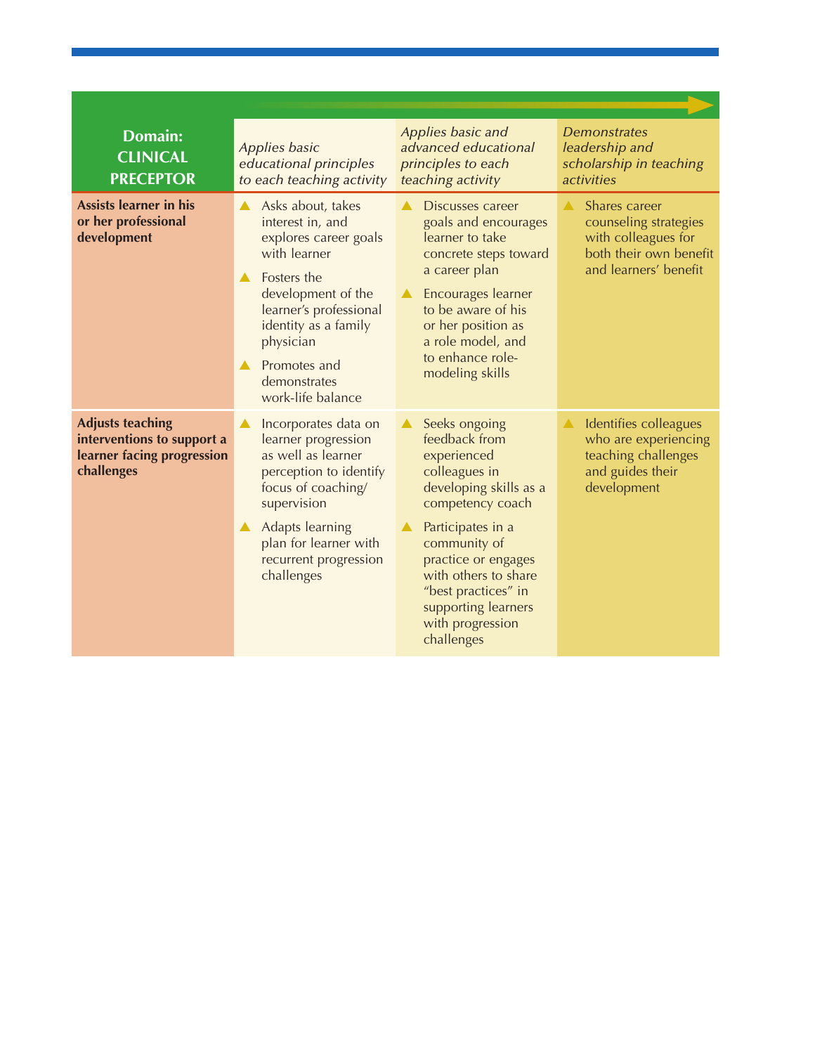| Domain: CLINICAL PRECEPTOR | *Applies basic educational principles to each teaching activity* | *Applies basic and advanced educational principles to each teaching activity* | *Demonstrates leadership and scholarship in teaching activities* |
|---|---|---|---|
| **Assists learner in his or her professional development** | ▲ Asks about, takes interest in, and explores career goals with learner<br>▲ Fosters the development of the learner's professional identity as a family physician<br>▲ Promotes and demonstrates work-life balance | ▲ Discusses career goals and encourages learner to take concrete steps toward a career plan<br>▲ Encourages learner to be aware of his or her position as a role model, and to enhance role-modeling skills | ▲ Shares career counseling strategies with colleagues for both their own benefit and learners' benefit |
| **Adjusts teaching interventions to support a learner facing progression challenges** | ▲ Incorporates data on learner progression as well as learner perception to identify focus of coaching/ supervision<br>▲ Adapts learning plan for learner with recurrent progression challenges | ▲ Seeks ongoing feedback from experienced colleagues in developing skills as a competency coach<br>▲ Participates in a community of practice or engages with others to share "best practices" in supporting learners with progression challenges | ▲ Identifies colleagues who are experiencing teaching challenges and guides their development |